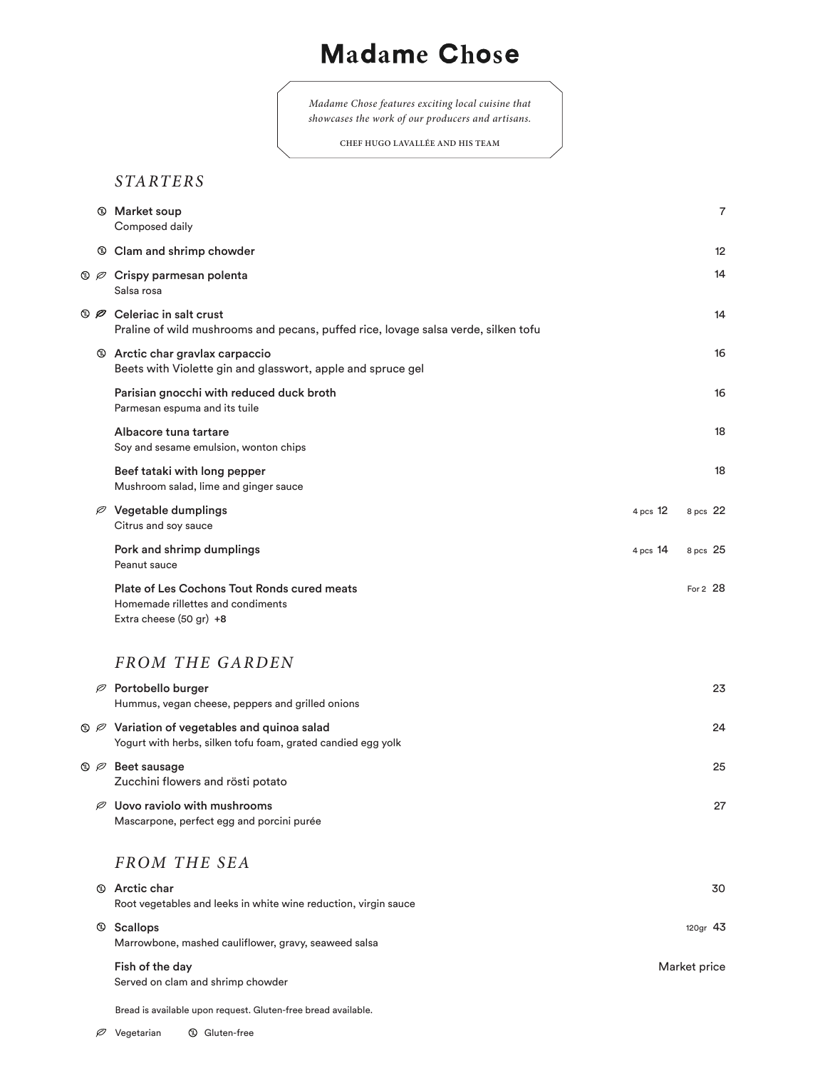# Madame Chose

*Madame Chose features exciting local cuisine that showcases the work of our producers and artisans.*

CHEF HUGO LAVALLÉE AND HIS TEAM

## STARTERS

| | Dish | | Price |
|---|---|---|---|
| GF | **Market soup**<br>Composed daily | | 7 |
| GF | **Clam and shrimp chowder** | | 12 |
| GF V | **Crispy parmesan polenta**<br>Salsa rosa | | 14 |
| GF V | **Celeriac in salt crust**<br>Praline of wild mushrooms and pecans, puffed rice, lovage salsa verde, silken tofu | | 14 |
| GF | **Arctic char gravlax carpaccio**<br>Beets with Violette gin and glasswort, apple and spruce gel | | 16 |
| | **Parisian gnocchi with reduced duck broth**<br>Parmesan espuma and its tuile | | 16 |
| | **Albacore tuna tartare**<br>Soy and sesame emulsion, wonton chips | | 18 |
| | **Beef tataki with long pepper**<br>Mushroom salad, lime and ginger sauce | | 18 |
| V | **Vegetable dumplings**<br>Citrus and soy sauce | 4 pcs 12 | 8 pcs 22 |
| | **Pork and shrimp dumplings**<br>Peanut sauce | 4 pcs 14 | 8 pcs 25 |
| | **Plate of Les Cochons Tout Ronds cured meats**<br>Homemade rillettes and condiments<br>Extra cheese (50 gr) **+8** | | For 2 28 |

## FROM THE GARDEN

| | Dish | Price |
|---|---|---|
| V | **Portobello burger**<br>Hummus, vegan cheese, peppers and grilled onions | 23 |
| GF V | **Variation of vegetables and quinoa salad**<br>Yogurt with herbs, silken tofu foam, grated candied egg yolk | 24 |
| GF V | **Beet sausage**<br>Zucchini flowers and rösti potato | 25 |
| V | **Uovo raviolo with mushrooms**<br>Mascarpone, perfect egg and porcini purée | 27 |

## FROM THE SEA

| | Dish | Price |
|---|---|---|
| GF | **Arctic char**<br>Root vegetables and leeks in white wine reduction, virgin sauce | 30 |
| GF | **Scallops**<br>Marrowbone, mashed cauliflower, gravy, seaweed salsa | 120gr 43 |
| | **Fish of the day**<br>Served on clam and shrimp chowder | Market price |

Bread is available upon request. Gluten-free bread available.

V: Vegetarian GF: Gluten-free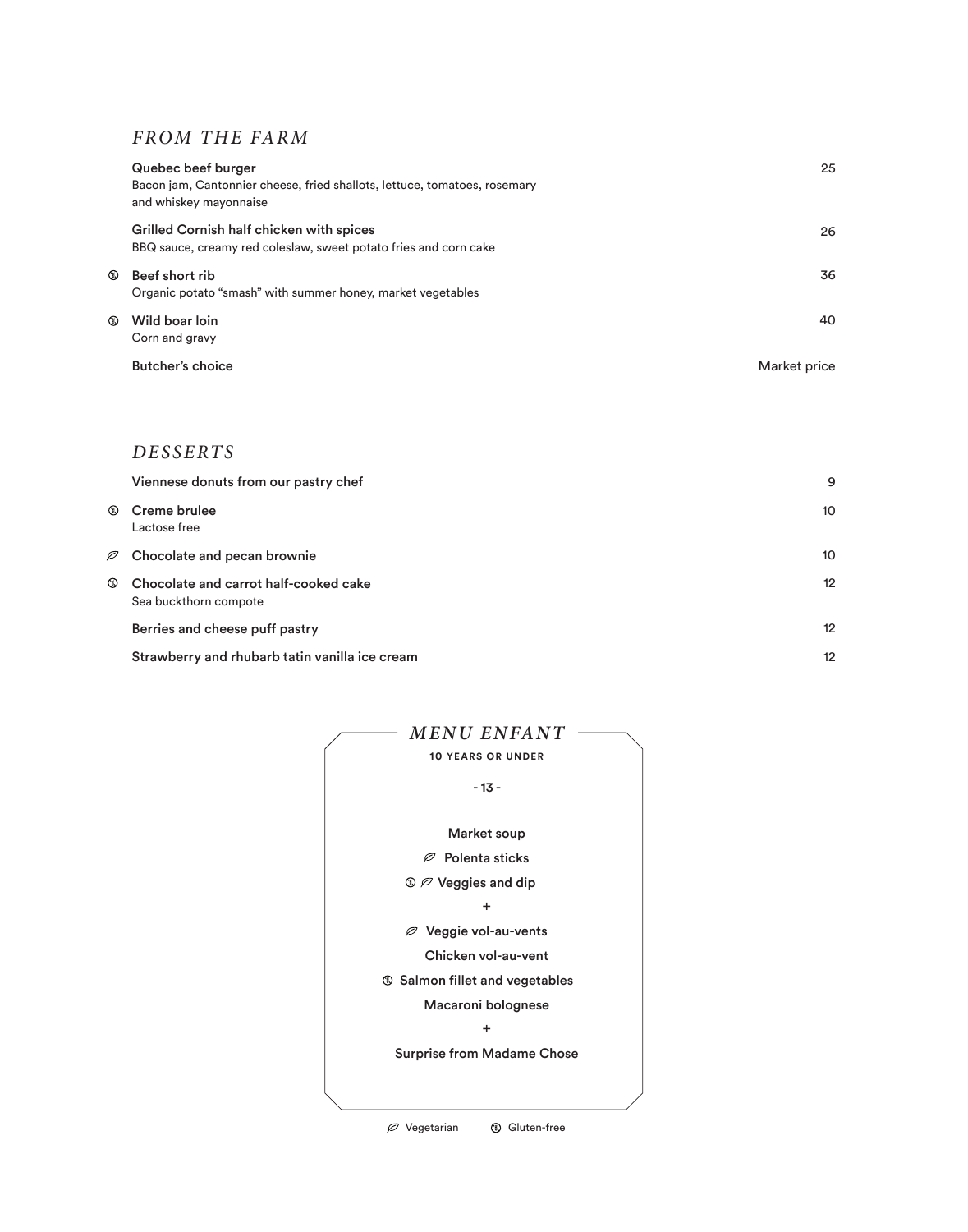## *FROM THE FARM*

| | | |
|---|---|---|
| | **Quebec beef burger**<br>Bacon jam, Cantonnier cheese, fried shallots, lettuce, tomatoes, rosemary and whiskey mayonnaise | 25 |
| | **Grilled Cornish half chicken with spices**<br>BBQ sauce, creamy red coleslaw, sweet potato fries and corn cake | 26 |
| Gluten-free | **Beef short rib**<br>Organic potato "smash" with summer honey, market vegetables | 36 |
| Gluten-free | **Wild boar loin**<br>Corn and gravy | 40 |
| | **Butcher's choice** | Market price |

## *DESSERTS*

| | | |
|---|---|---|
| | **Viennese donuts from our pastry chef** | 9 |
| Gluten-free | **Creme brulee**<br>Lactose free | 10 |
| Vegetarian | **Chocolate and pecan brownie** | 10 |
| Gluten-free | **Chocolate and carrot half-cooked cake**<br>Sea buckthorn compote | 12 |
| | **Berries and cheese puff pastry** | 12 |
| | **Strawberry and rhubarb tatin vanilla ice cream** | 12 |

## *MENU ENFANT*

**10 YEARS OR UNDER**

**- 13 -**

**Market soup**

(Vegetarian) **Polenta sticks**

(Gluten-free) (Vegetarian) **Veggies and dip**

\+

(Vegetarian) **Veggie vol-au-vents**

**Chicken vol-au-vent**

(Gluten-free) **Salmon fillet and vegetables**

**Macaroni bolognese**

\+

**Surprise from Madame Chose**

Vegetarian — Gluten-free